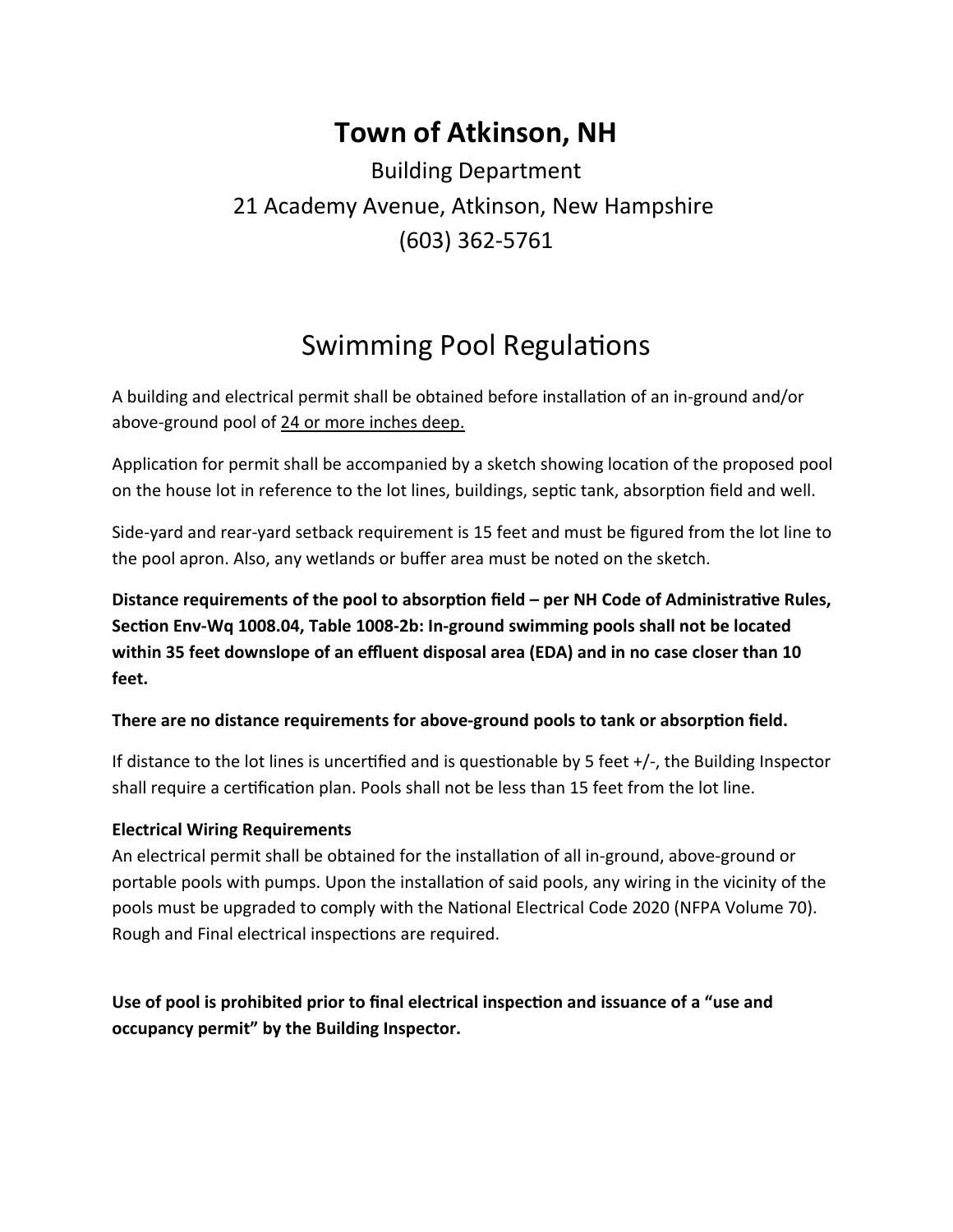# Town of Atkinson, NH

Building Department
21 Academy Avenue, Atkinson, New Hampshire
(603) 362-5761

## Swimming Pool Regulations

A building and electrical permit shall be obtained before installation of an in-ground and/or above-ground pool of 24 or more inches deep.

Application for permit shall be accompanied by a sketch showing location of the proposed pool on the house lot in reference to the lot lines, buildings, septic tank, absorption field and well.

Side-yard and rear-yard setback requirement is 15 feet and must be figured from the lot line to the pool apron. Also, any wetlands or buffer area must be noted on the sketch.

**Distance requirements of the pool to absorption field – per NH Code of Administrative Rules, Section Env-Wq 1008.04, Table 1008-2b: In-ground swimming pools shall not be located within 35 feet downslope of an effluent disposal area (EDA) and in no case closer than 10 feet.**

**There are no distance requirements for above-ground pools to tank or absorption field.**

If distance to the lot lines is uncertified and is questionable by 5 feet +/-, the Building Inspector shall require a certification plan. Pools shall not be less than 15 feet from the lot line.

**Electrical Wiring Requirements**
An electrical permit shall be obtained for the installation of all in-ground, above-ground or portable pools with pumps. Upon the installation of said pools, any wiring in the vicinity of the pools must be upgraded to comply with the National Electrical Code 2020 (NFPA Volume 70). Rough and Final electrical inspections are required.

**Use of pool is prohibited prior to final electrical inspection and issuance of a "use and occupancy permit" by the Building Inspector.**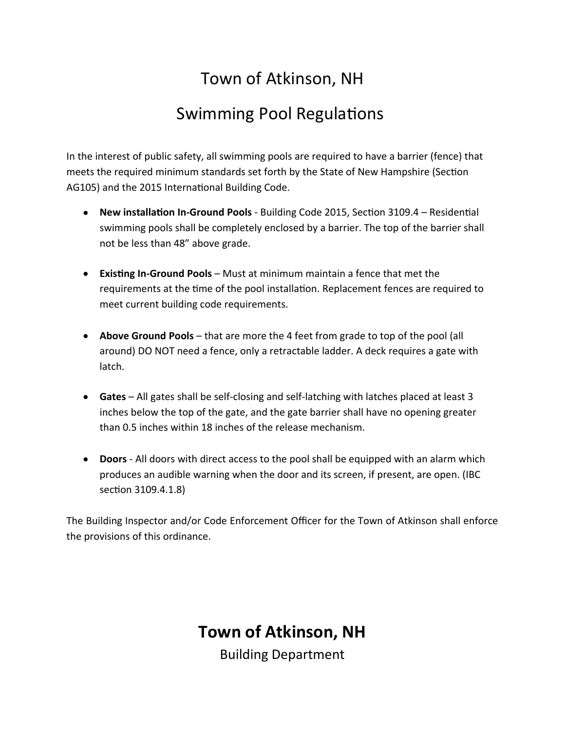# Town of Atkinson, NH

## Swimming Pool Regulations

In the interest of public safety, all swimming pools are required to have a barrier (fence) that meets the required minimum standards set forth by the State of New Hampshire (Section AG105) and the 2015 International Building Code.

- **New installation In-Ground Pools** - Building Code 2015, Section 3109.4 – Residential swimming pools shall be completely enclosed by a barrier. The top of the barrier shall not be less than 48" above grade.

- **Existing In-Ground Pools** – Must at minimum maintain a fence that met the requirements at the time of the pool installation. Replacement fences are required to meet current building code requirements.

- **Above Ground Pools** – that are more the 4 feet from grade to top of the pool (all around) DO NOT need a fence, only a retractable ladder. A deck requires a gate with latch.

- **Gates** – All gates shall be self-closing and self-latching with latches placed at least 3 inches below the top of the gate, and the gate barrier shall have no opening greater than 0.5 inches within 18 inches of the release mechanism.

- **Doors** - All doors with direct access to the pool shall be equipped with an alarm which produces an audible warning when the door and its screen, if present, are open. (IBC section 3109.4.1.8)

The Building Inspector and/or Code Enforcement Officer for the Town of Atkinson shall enforce the provisions of this ordinance.

**Town of Atkinson, NH**

Building Department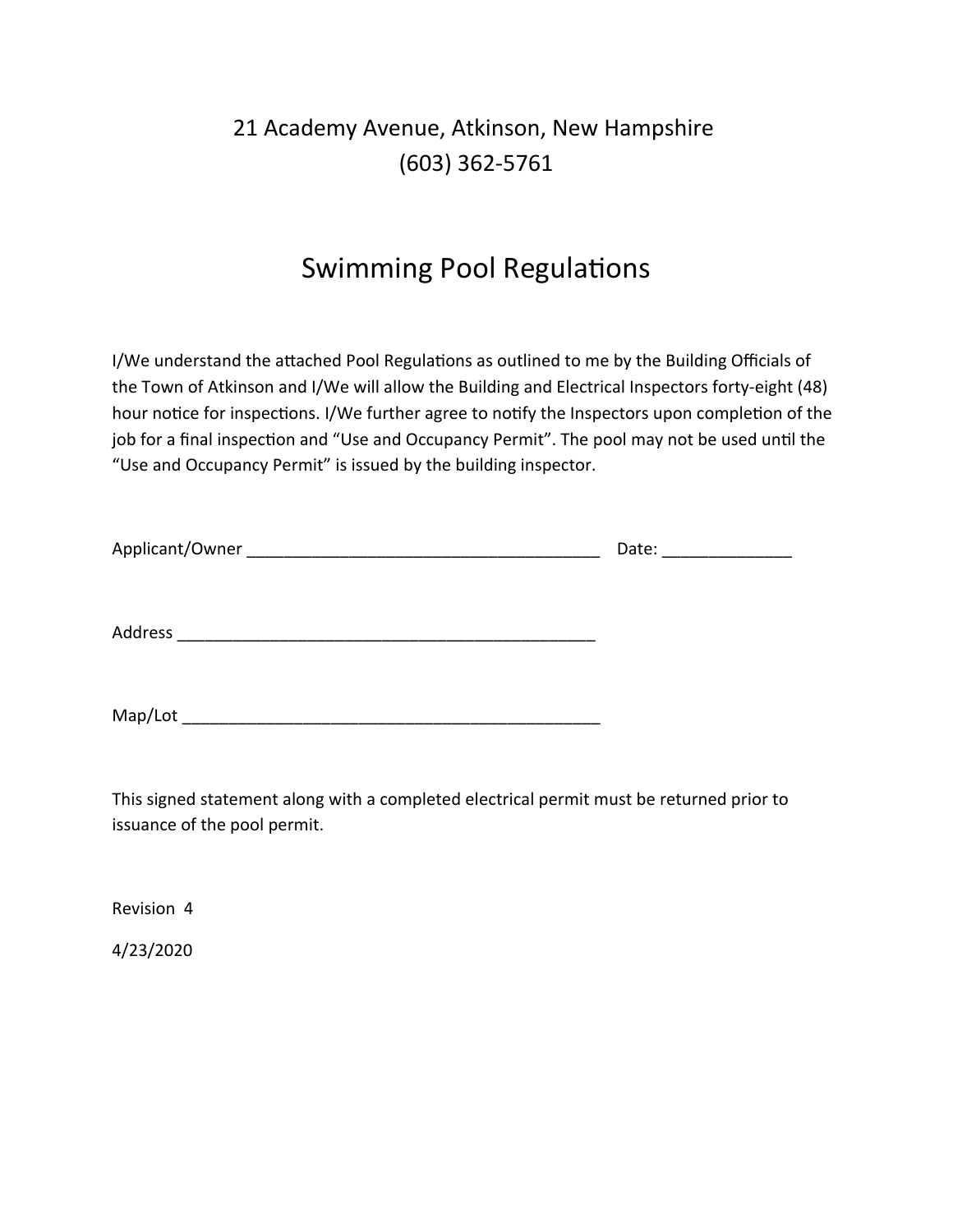21 Academy Avenue, Atkinson, New Hampshire
(603) 362-5761

# Swimming Pool Regulations

I/We understand the attached Pool Regulations as outlined to me by the Building Officials of the Town of Atkinson and I/We will allow the Building and Electrical Inspectors forty-eight (48) hour notice for inspections. I/We further agree to notify the Inspectors upon completion of the job for a final inspection and "Use and Occupancy Permit". The pool may not be used until the "Use and Occupancy Permit" is issued by the building inspector.

Applicant/Owner ______________________________________ Date: ______________

Address ______________________________________________

Map/Lot ______________________________________________

This signed statement along with a completed electrical permit must be returned prior to issuance of the pool permit.

Revision 4

4/23/2020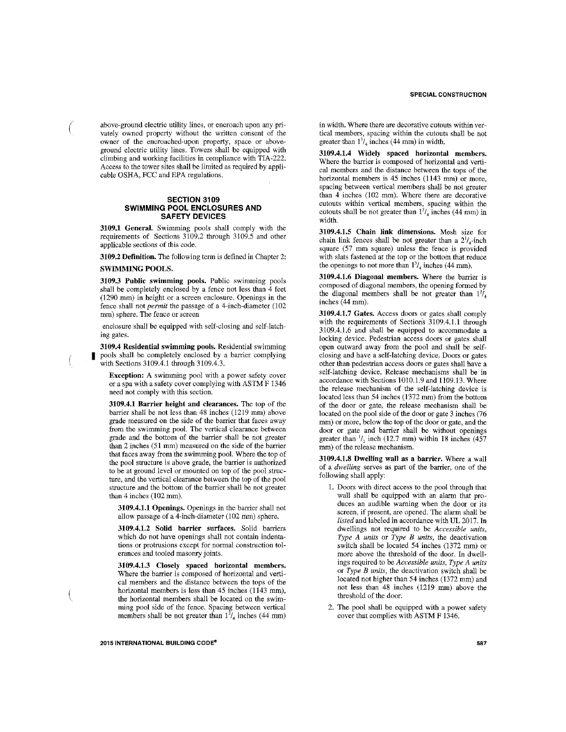above-ground electric utility lines, or encroach upon any privately owned property without the written consent of the owner of the encroached-upon property, space or above-ground electric utility lines. Towers shall be equipped with climbing and working facilities in compliance with TIA-222. Access to the tower sites shall be limited as required by applicable OSHA, FCC and EPA regulations.

## SECTION 3109 SWIMMING POOL ENCLOSURES AND SAFETY DEVICES

**3109.1 General.** Swimming pools shall comply with the requirements of Sections 3109.2 through 3109.5 and other applicable sections of this code.

**3109.2 Definition.** The following term is defined in Chapter 2:

**SWIMMING POOLS.**

**3109.3 Public swimming pools.** Public swimming pools shall be completely enclosed by a fence not less than 4 feet (1290 mm) in height or a screen enclosure. Openings in the fence shall not *permit* the passage of a 4-inch-diameter (102 mm) sphere. The fence or screen enclosure shall be equipped with self-closing and self-latching gates.

**3109.4 Residential swimming pools.** Residential swimming pools shall be completely enclosed by a barrier complying with Sections 3109.4.1 through 3109.4.3.

**Exception:** A swimming pool with a power safety cover or a spa with a safety cover complying with ASTM F 1346 need not comply with this section.

**3109.4.1 Barrier height and clearances.** The top of the barrier shall be not less than 48 inches (1219 mm) above grade measured on the side of the barrier that faces away from the swimming pool. The vertical clearance between grade and the bottom of the barrier shall be not greater than 2 inches (51 mm) measured on the side of the barrier that faces away from the swimming pool. Where the top of the pool structure is above grade, the barrier is authorized to be at ground level or mounted on top of the pool structure, and the vertical clearance between the top of the pool structure and the bottom of the barrier shall be not greater than 4 inches (102 mm).

**3109.4.1.1 Openings.** Openings in the barrier shall not allow passage of a 4-inch-diameter (102 mm) sphere.

**3109.4.1.2 Solid barrier surfaces.** Solid barriers which do not have openings shall not contain indentations or protrusions except for normal construction tolerances and tooled masonry joints.

**3109.4.1.3 Closely spaced horizontal members.** Where the barrier is composed of horizontal and vertical members and the distance between the tops of the horizontal members is less than 45 inches (1143 mm), the horizontal members shall be located on the swimming pool side of the fence. Spacing between vertical members shall be not greater than $1^3/_4$ inches (44 mm) in width. Where there are decorative cutouts within vertical members, spacing within the cutouts shall be not greater than $1^3/_4$ inches (44 mm) in width.

**3109.4.1.4 Widely spaced horizontal members.** Where the barrier is composed of horizontal and vertical members and the distance between the tops of the horizontal members is 45 inches (1143 mm) or more, spacing between vertical members shall be not greater than 4 inches (102 mm). Where there are decorative cutouts within vertical members, spacing within the cutouts shall be not greater than $1^3/_4$ inches (44 mm) in width.

**3109.4.1.5 Chain link dimensions.** Mesh size for chain link fences shall be not greater than a $2^1/_4$-inch square (57 mm square) unless the fence is provided with slats fastened at the top or the bottom that reduce the openings to not more than $1^3/_4$ inches (44 mm).

**3109.4.1.6 Diagonal members.** Where the barrier is composed of diagonal members, the opening formed by the diagonal members shall be not greater than $1^3/_4$ inches (44 mm).

**3109.4.1.7 Gates.** Access doors or gates shall comply with the requirements of Sections 3109.4.1.1 through 3109.4.1.6 and shall be equipped to accommodate a locking device. Pedestrian access doors or gates shall open outward away from the pool and shall be self-closing and have a self-latching device. Doors or gates other than pedestrian access doors or gates shall have a self-latching device. Release mechanisms shall be in accordance with Sections 1010.1.9 and 1109.13. Where the release mechanism of the self-latching device is located less than 54 inches (1372 mm) from the bottom of the door or gate, the release mechanism shall be located on the pool side of the door or gate 3 inches (76 mm) or more, below the top of the door or gate, and the door or gate and barrier shall be without openings greater than $^1/_2$ inch (12.7 mm) within 18 inches (457 mm) of the release mechanism.

**3109.4.1.8 Dwelling wall as a barrier.** Where a wall of a *dwelling* serves as part of the barrier, one of the following shall apply:

1. Doors with direct access to the pool through that wall shall be equipped with an alarm that produces an audible warning when the door or its screen, if present, are opened. The alarm shall be *listed* and labeled in accordance with UL 2017. In dwellings not required to be *Accessible units, Type A units* or *Type B units*, the deactivation switch shall be located 54 inches (1372 mm) or more above the threshold of the door. In dwellings required to be *Accessible units, Type A units* or *Type B units*, the deactivation switch shall be located not higher than 54 inches (1372 mm) and not less than 48 inches (1219 mm) above the threshold of the door.
2. The pool shall be equipped with a power safety cover that complies with ASTM F 1346.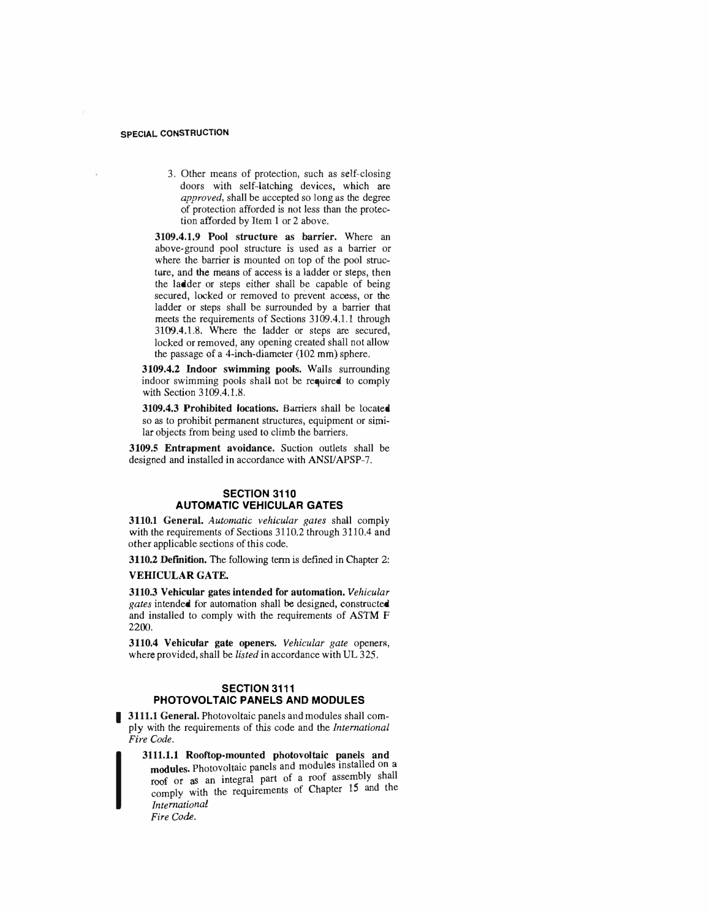3. Other means of protection, such as self-closing doors with self-latching devices, which are *approved*, shall be accepted so long as the degree of protection afforded is not less than the protection afforded by Item 1 or 2 above.

**3109.4.1.9 Pool structure as barrier.** Where an above-ground pool structure is used as a barrier or where the barrier is mounted on top of the pool structure, and the means of access is a ladder or steps, then the ladder or steps either shall be capable of being secured, locked or removed to prevent access, or the ladder or steps shall be surrounded by a barrier that meets the requirements of Sections 3109.4.1.1 through 3109.4.1.8. Where the ladder or steps are secured, locked or removed, any opening created shall not allow the passage of a 4-inch-diameter (102 mm) sphere.

**3109.4.2 Indoor swimming pools.** Walls surrounding indoor swimming pools shall not be required to comply with Section 3109.4.1.8.

**3109.4.3 Prohibited locations.** Barriers shall be located so as to prohibit permanent structures, equipment or similar objects from being used to climb the barriers.

**3109.5 Entrapment avoidance.** Suction outlets shall be designed and installed in accordance with ANSI/APSP-7.

## SECTION 3110 AUTOMATIC VEHICULAR GATES

**3110.1 General.** *Automatic vehicular gates* shall comply with the requirements of Sections 3110.2 through 3110.4 and other applicable sections of this code.

**3110.2 Definition.** The following term is defined in Chapter 2:

**VEHICULAR GATE.**

**3110.3 Vehicular gates intended for automation.** *Vehicular gates* intended for automation shall be designed, constructed and installed to comply with the requirements of ASTM F 2200.

**3110.4 Vehicular gate openers.** *Vehicular gate* openers, where provided, shall be *listed* in accordance with UL 325.

## SECTION 3111 PHOTOVOLTAIC PANELS AND MODULES

**3111.1 General.** Photovoltaic panels and modules shall comply with the requirements of this code and the *International Fire Code*.

**3111.1.1 Rooftop-mounted photovoltaic panels and modules.** Photovoltaic panels and modules installed on a roof or as an integral part of a roof assembly shall comply with the requirements of Chapter 15 and the *International Fire Code*.